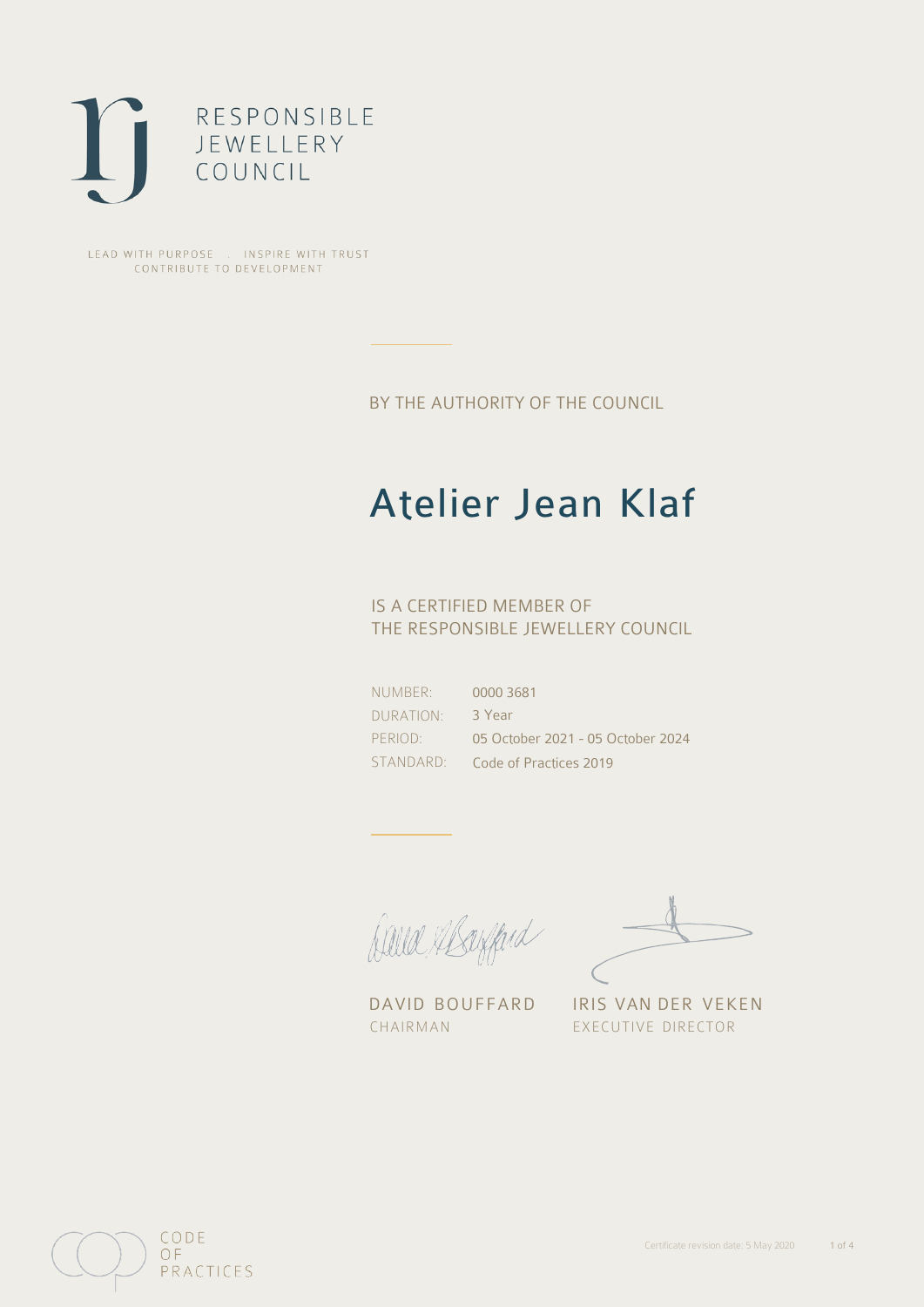RESPONSIBLE
JEWELLERY
COUNCIL

LEAD WITH PURPOSE . INSPIRE WITH TRUST
CONTRIBUTE TO DEVELOPMENT

BY THE AUTHORITY OF THE COUNCIL

# Atelier Jean Klaf

IS A CERTIFIED MEMBER OF
THE RESPONSIBLE JEWELLERY COUNCIL

| | |
|---|---|
| NUMBER: | 0000 3681 |
| DURATION: | 3 Year |
| PERIOD: | 05 October 2021 - 05 October 2024 |
| STANDARD: | Code of Practices 2019 |

DAVID BOUFFARD
CHAIRMAN

IRIS VAN DER VEKEN
EXECUTIVE DIRECTOR

CODE
OF
PRACTICES

Certificate revision date: 5 May 2020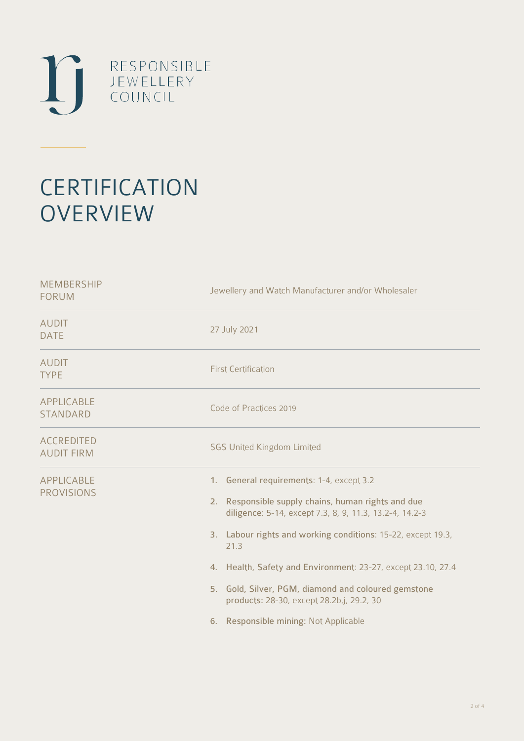RESPONSIBLE
JEWELLERY
COUNCIL

# CERTIFICATION OVERVIEW

| | |
|---|---|
| MEMBERSHIP FORUM | Jewellery and Watch Manufacturer and/or Wholesaler |
| AUDIT DATE | 27 July 2021 |
| AUDIT TYPE | First Certification |
| APPLICABLE STANDARD | Code of Practices 2019 |
| ACCREDITED AUDIT FIRM | SGS United Kingdom Limited |
| APPLICABLE PROVISIONS | 1. **General requirements**: 1-4, except 3.2<br>2. **Responsible supply chains, human rights and due diligence**: 5-14, except 7.3, 8, 9, 11.3, 13.2-4, 14.2-3<br>3. **Labour rights and working conditions**: 15-22, except 19.3, 21.3<br>4. **Health, Safety and Environment**: 23-27, except 23.10, 27.4<br>5. **Gold, Silver, PGM, diamond and coloured gemstone products**: 28-30, except 28.2b,j, 29.2, 30<br>6. **Responsible mining**: Not Applicable |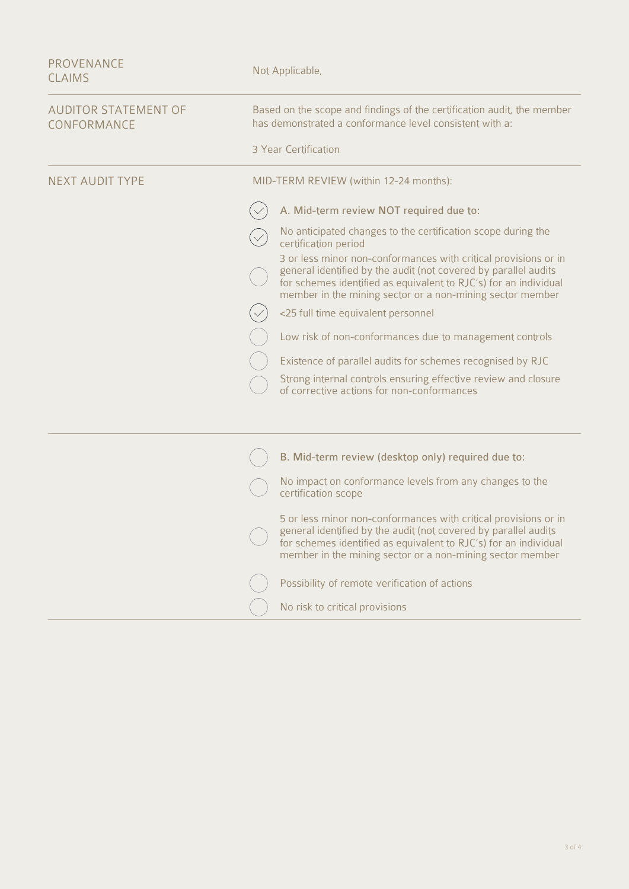| | |
|---|---|
| PROVENANCE CLAIMS | Not Applicable, |
| AUDITOR STATEMENT OF CONFORMANCE | Based on the scope and findings of the certification audit, the member has demonstrated a conformance level consistent with a:<br><br>3 Year Certification |
| NEXT AUDIT TYPE | MID-TERM REVIEW (within 12-24 months): |

- [x] **A. Mid-term review NOT required due to:**
- [x] No anticipated changes to the certification scope during the certification period
- [ ] 3 or less minor non-conformances with critical provisions or in general identified by the audit (not covered by parallel audits for schemes identified as equivalent to RJC's) for an individual member in the mining sector or a non-mining sector member
- [x] <25 full time equivalent personnel
- [ ] Low risk of non-conformances due to management controls
- [ ] Existence of parallel audits for schemes recognised by RJC
- [ ] Strong internal controls ensuring effective review and closure of corrective actions for non-conformances

---

- [ ] **B. Mid-term review (desktop only) required due to:**
- [ ] No impact on conformance levels from any changes to the certification scope
- [ ] 5 or less minor non-conformances with critical provisions or in general identified by the audit (not covered by parallel audits for schemes identified as equivalent to RJC's) for an individual member in the mining sector or a non-mining sector member
- [ ] Possibility of remote verification of actions
- [ ] No risk to critical provisions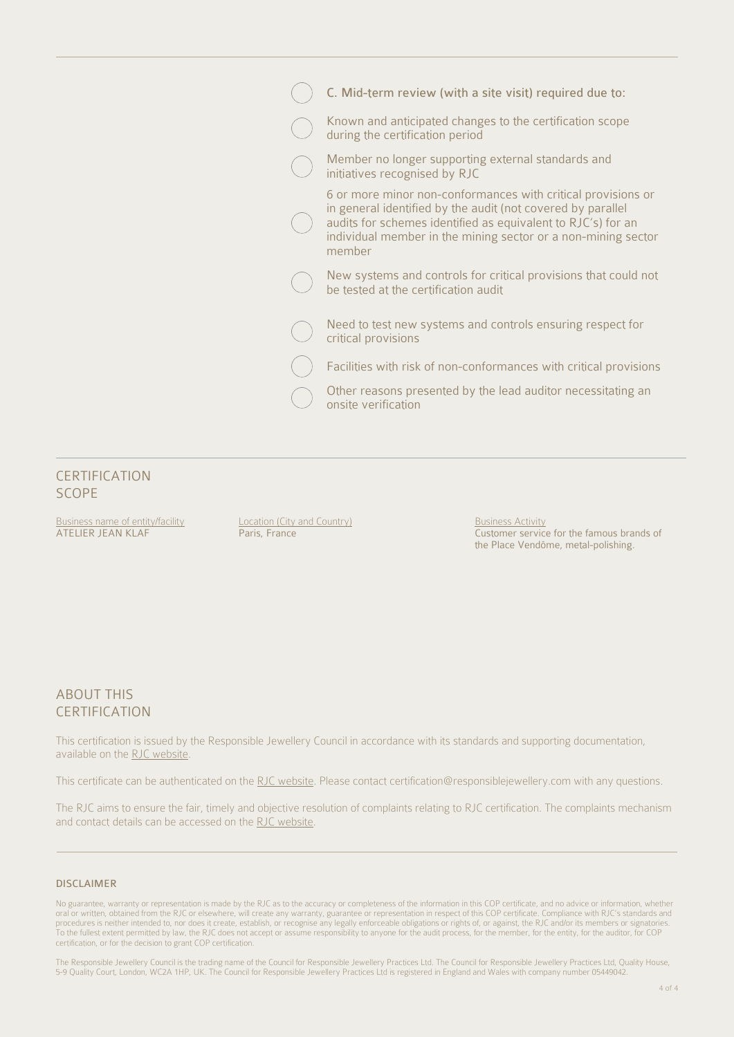C. Mid-term review (with a site visit) required due to:

- Known and anticipated changes to the certification scope during the certification period
- Member no longer supporting external standards and initiatives recognised by RJC
- 6 or more minor non-conformances with critical provisions or in general identified by the audit (not covered by parallel audits for schemes identified as equivalent to RJC's) for an individual member in the mining sector or a non-mining sector member
- New systems and controls for critical provisions that could not be tested at the certification audit
- Need to test new systems and controls ensuring respect for critical provisions
- Facilities with risk of non-conformances with critical provisions
- Other reasons presented by the lead auditor necessitating an onsite verification

## CERTIFICATION SCOPE

| Business name of entity/facility | Location (City and Country) | Business Activity |
| --- | --- | --- |
| ATELIER JEAN KLAF | Paris, France | Customer service for the famous brands of the Place Vendôme, metal-polishing. |

## ABOUT THIS CERTIFICATION

This certification is issued by the Responsible Jewellery Council in accordance with its standards and supporting documentation, available on the RJC website.

This certificate can be authenticated on the RJC website. Please contact certification@responsiblejewellery.com with any questions.

The RJC aims to ensure the fair, timely and objective resolution of complaints relating to RJC certification. The complaints mechanism and contact details can be accessed on the RJC website.

### DISCLAIMER

No guarantee, warranty or representation is made by the RJC as to the accuracy or completeness of the information in this COP certificate, and no advice or information, whether oral or written, obtained from the RJC or elsewhere, will create any warranty, guarantee or representation in respect of this COP certificate. Compliance with RJC's standards and procedures is neither intended to, nor does it create, establish, or recognise any legally enforceable obligations or rights of, or against, the RJC and/or its members or signatories. To the fullest extent permitted by law, the RJC does not accept or assume responsibility to anyone for the audit process, for the member, for the entity, for the auditor, for COP certification, or for the decision to grant COP certification.

The Responsible Jewellery Council is the trading name of the Council for Responsible Jewellery Practices Ltd. The Council for Responsible Jewellery Practices Ltd, Quality House, 5-9 Quality Court, London, WC2A 1HP, UK. The Council for Responsible Jewellery Practices Ltd is registered in England and Wales with company number 05449042.